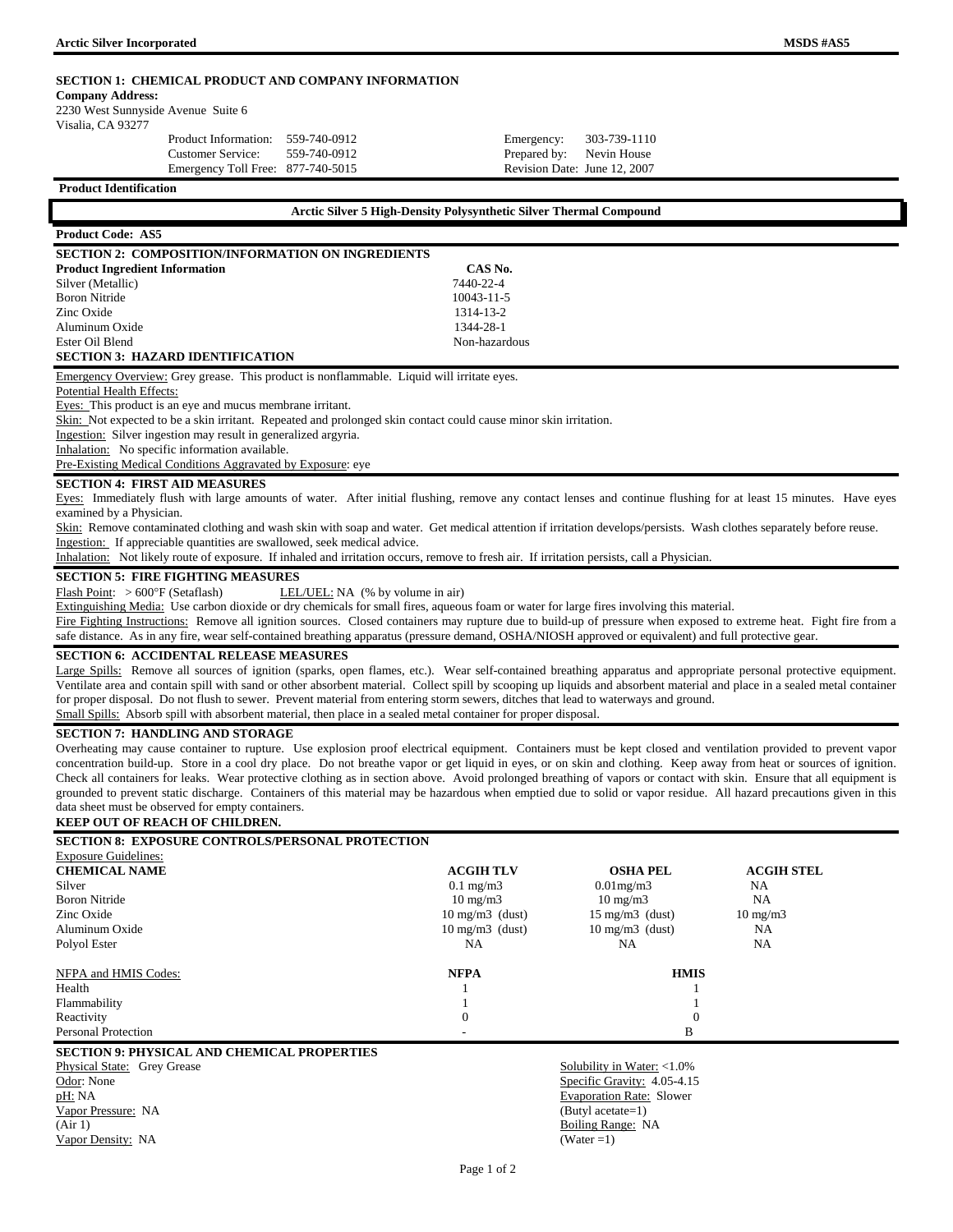**Arctic Silver Incorporated** **MSDS #AS5**

## SECTION 1: CHEMICAL PRODUCT AND COMPANY INFORMATION

**Company Address:**
2230 West Sunnyside Avenue Suite 6
Visalia, CA 93277

| | | | |
|---|---|---|---|
| Product Information: | 559-740-0912 | Emergency: | 303-739-1110 |
| Customer Service: | 559-740-0912 | Prepared by: | Nevin House |
| Emergency Toll Free: | 877-740-5015 | Revision Date: | June 12, 2007 |

**Product Identification**

**Arctic Silver 5 High-Density Polysynthetic Silver Thermal Compound**

**Product Code: AS5**

## SECTION 2: COMPOSITION/INFORMATION ON INGREDIENTS

| Product Ingredient Information | CAS No. |
|---|---|
| Silver (Metallic) | 7440-22-4 |
| Boron Nitride | 10043-11-5 |
| Zinc Oxide | 1314-13-2 |
| Aluminum Oxide | 1344-28-1 |
| Ester Oil Blend | Non-hazardous |

## SECTION 3: HAZARD IDENTIFICATION

Emergency Overview: Grey grease. This product is nonflammable. Liquid will irritate eyes.

Potential Health Effects:

Eyes: This product is an eye and mucus membrane irritant.

Skin: Not expected to be a skin irritant. Repeated and prolonged skin contact could cause minor skin irritation.

Ingestion: Silver ingestion may result in generalized argyria.

Inhalation: No specific information available.

Pre-Existing Medical Conditions Aggravated by Exposure: eye

## SECTION 4: FIRST AID MEASURES

Eyes: Immediately flush with large amounts of water. After initial flushing, remove any contact lenses and continue flushing for at least 15 minutes. Have eyes examined by a Physician.

Skin: Remove contaminated clothing and wash skin with soap and water. Get medical attention if irritation develops/persists. Wash clothes separately before reuse.

Ingestion: If appreciable quantities are swallowed, seek medical advice.

Inhalation: Not likely route of exposure. If inhaled and irritation occurs, remove to fresh air. If irritation persists, call a Physician.

## SECTION 5: FIRE FIGHTING MEASURES

Flash Point: > 600°F (Setaflash) LEL/UEL: NA (% by volume in air)

Extinguishing Media: Use carbon dioxide or dry chemicals for small fires, aqueous foam or water for large fires involving this material.

Fire Fighting Instructions: Remove all ignition sources. Closed containers may rupture due to build-up of pressure when exposed to extreme heat. Fight fire from a safe distance. As in any fire, wear self-contained breathing apparatus (pressure demand, OSHA/NIOSH approved or equivalent) and full protective gear.

## SECTION 6: ACCIDENTAL RELEASE MEASURES

Large Spills: Remove all sources of ignition (sparks, open flames, etc.). Wear self-contained breathing apparatus and appropriate personal protective equipment. Ventilate area and contain spill with sand or other absorbent material. Collect spill by scooping up liquids and absorbent material and place in a sealed metal container for proper disposal. Do not flush to sewer. Prevent material from entering storm sewers, ditches that lead to waterways and ground.

Small Spills: Absorb spill with absorbent material, then place in a sealed metal container for proper disposal.

## SECTION 7: HANDLING AND STORAGE

Overheating may cause container to rupture. Use explosion proof electrical equipment. Containers must be kept closed and ventilation provided to prevent vapor concentration build-up. Store in a cool dry place. Do not breathe vapor or get liquid in eyes, or on skin and clothing. Keep away from heat or sources of ignition. Check all containers for leaks. Wear protective clothing as in section above. Avoid prolonged breathing of vapors or contact with skin. Ensure that all equipment is grounded to prevent static discharge. Containers of this material may be hazardous when emptied due to solid or vapor residue. All hazard precautions given in this data sheet must be observed for empty containers.

**KEEP OUT OF REACH OF CHILDREN.**

## SECTION 8: EXPOSURE CONTROLS/PERSONAL PROTECTION

Exposure Guidelines:

| CHEMICAL NAME | ACGIH TLV | OSHA PEL | ACGIH STEL |
|---|---|---|---|
| Silver | 0.1 mg/m3 | 0.01mg/m3 | NA |
| Boron Nitride | 10 mg/m3 | 10 mg/m3 | NA |
| Zinc Oxide | 10 mg/m3 (dust) | 15 mg/m3 (dust) | 10 mg/m3 |
| Aluminum Oxide | 10 mg/m3 (dust) | 10 mg/m3 (dust) | NA |
| Polyol Ester | NA | NA | NA |

| NFPA and HMIS Codes: | NFPA | HMIS |
|---|---|---|
| Health | 1 | 1 |
| Flammability | 1 | 1 |
| Reactivity | 0 | 0 |
| Personal Protection | - | B |

## SECTION 9: PHYSICAL AND CHEMICAL PROPERTIES

Physical State: Grey Grease

Odor: None

pH: NA

Vapor Pressure: NA (Air 1)

Vapor Density: NA

Solubility in Water: <1.0%

Specific Gravity: 4.05-4.15

Evaporation Rate: Slower (Butyl acetate=1)

Boiling Range: NA (Water =1)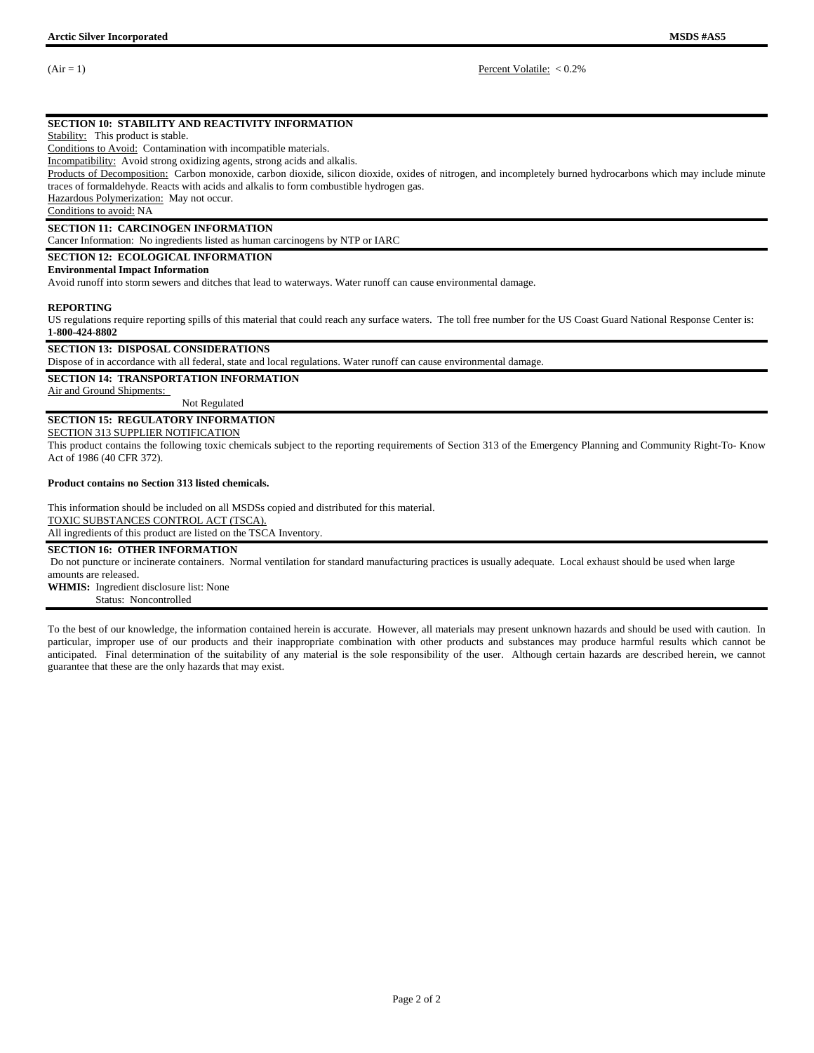(Air = 1) Percent Volatile: < 0.2%

## SECTION 10: STABILITY AND REACTIVITY INFORMATION

Stability: This product is stable.

Conditions to Avoid: Contamination with incompatible materials.

Incompatibility: Avoid strong oxidizing agents, strong acids and alkalis.

Products of Decomposition: Carbon monoxide, carbon dioxide, silicon dioxide, oxides of nitrogen, and incompletely burned hydrocarbons which may include minute traces of formaldehyde. Reacts with acids and alkalis to form combustible hydrogen gas.

Hazardous Polymerization: May not occur.

Conditions to avoid: NA

## SECTION 11: CARCINOGEN INFORMATION

Cancer Information: No ingredients listed as human carcinogens by NTP or IARC

## SECTION 12: ECOLOGICAL INFORMATION

**Environmental Impact Information**

Avoid runoff into storm sewers and ditches that lead to waterways. Water runoff can cause environmental damage.

**REPORTING**

US regulations require reporting spills of this material that could reach any surface waters. The toll free number for the US Coast Guard National Response Center is: **1-800-424-8802**

## SECTION 13: DISPOSAL CONSIDERATIONS

Dispose of in accordance with all federal, state and local regulations. Water runoff can cause environmental damage.

## SECTION 14: TRANSPORTATION INFORMATION

Air and Ground Shipments:

Not Regulated

## SECTION 15: REGULATORY INFORMATION

SECTION 313 SUPPLIER NOTIFICATION

This product contains the following toxic chemicals subject to the reporting requirements of Section 313 of the Emergency Planning and Community Right-To- Know Act of 1986 (40 CFR 372).

**Product contains no Section 313 listed chemicals.**

This information should be included on all MSDSs copied and distributed for this material.

TOXIC SUBSTANCES CONTROL ACT (TSCA).

All ingredients of this product are listed on the TSCA Inventory.

## SECTION 16: OTHER INFORMATION

Do not puncture or incinerate containers. Normal ventilation for standard manufacturing practices is usually adequate. Local exhaust should be used when large amounts are released.

**WHMIS:** Ingredient disclosure list: None
Status: Noncontrolled

To the best of our knowledge, the information contained herein is accurate. However, all materials may present unknown hazards and should be used with caution. In particular, improper use of our products and their inappropriate combination with other products and substances may produce harmful results which cannot be anticipated. Final determination of the suitability of any material is the sole responsibility of the user. Although certain hazards are described herein, we cannot guarantee that these are the only hazards that may exist.